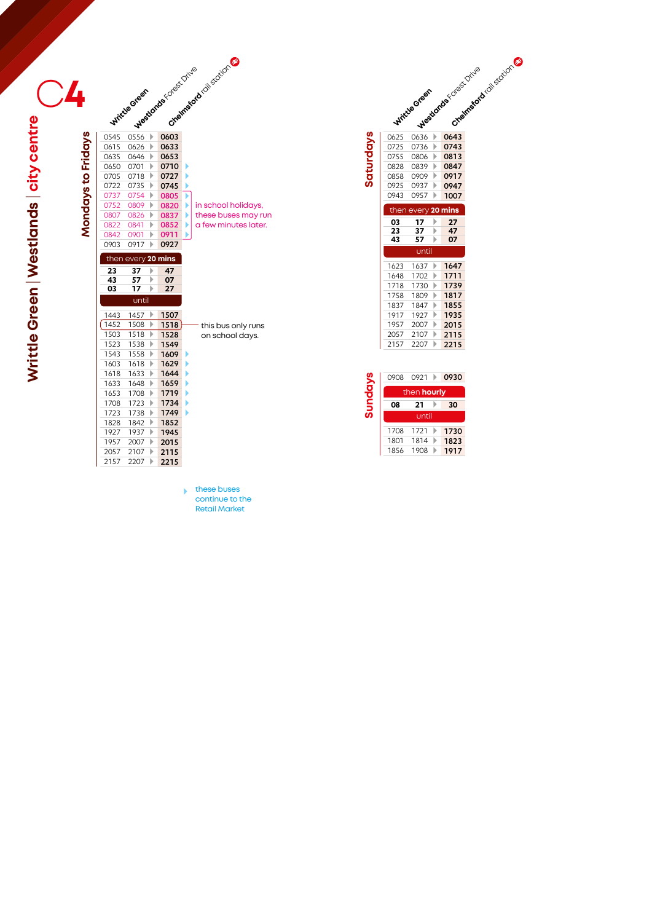# C4

## Writtle Green | Westlands | city centre

### Mondays to Fridays

| Writtle Green | Westlands Forest Drive | Chelmsford rail station | |
|---|---|---|---|
| 0545 | 0556 | 0603 | |
| 0615 | 0626 | 0633 | |
| 0635 | 0646 | 0653 | |
| 0650 | 0701 | 0710 | ▸ |
| 0705 | 0718 | 0727 | ▸ |
| 0722 | 0735 | 0745 | ▸ |
| 0737 | 0754 | 0805 | ▸ |
| 0752 | 0809 | 0820 | ▸ |
| 0807 | 0826 | 0837 | ▸ |
| 0822 | 0841 | 0852 | ▸ |
| 0842 | 0901 | 0911 | ▸ |
| 0903 | 0917 | 0927 | |
| then every 20 mins | | | |
| 23 | 37 | 47 | |
| 43 | 57 | 07 | |
| 03 | 17 | 27 | |
| until | | | |
| 1443 | 1457 | 1507 | |
| 1452 | 1508 | 1518 | |
| 1503 | 1518 | 1528 | |
| 1523 | 1538 | 1549 | |
| 1543 | 1558 | 1609 | ▸ |
| 1603 | 1618 | 1629 | ▸ |
| 1618 | 1633 | 1644 | ▸ |
| 1633 | 1648 | 1659 | ▸ |
| 1653 | 1708 | 1719 | ▸ |
| 1708 | 1723 | 1734 | ▸ |
| 1723 | 1738 | 1749 | ▸ |
| 1828 | 1842 | 1852 | |
| 1927 | 1937 | 1945 | |
| 1957 | 2007 | 2015 | |
| 2057 | 2107 | 2115 | |
| 2157 | 2207 | 2215 | |

0737–0842 departures: in school holidays, these buses may run a few minutes later.

1452 departure: this bus only runs on school days.

### Saturdays

| Writtle Green | Westlands Forest Drive | Chelmsford rail station |
|---|---|---|
| 0625 | 0636 | 0643 |
| 0725 | 0736 | 0743 |
| 0755 | 0806 | 0813 |
| 0828 | 0839 | 0847 |
| 0858 | 0909 | 0917 |
| 0925 | 0937 | 0947 |
| 0943 | 0957 | 1007 |
| then every 20 mins | | |
| 03 | 17 | 27 |
| 23 | 37 | 47 |
| 43 | 57 | 07 |
| until | | |
| 1623 | 1637 | 1647 |
| 1648 | 1702 | 1711 |
| 1718 | 1730 | 1739 |
| 1758 | 1809 | 1817 |
| 1837 | 1847 | 1855 |
| 1917 | 1927 | 1935 |
| 1957 | 2007 | 2015 |
| 2057 | 2107 | 2115 |
| 2157 | 2207 | 2215 |

### Sundays

| Writtle Green | Westlands Forest Drive | Chelmsford rail station |
|---|---|---|
| 0908 | 0921 | 0930 |
| then hourly | | |
| 08 | 21 | 30 |
| until | | |
| 1708 | 1721 | 1730 |
| 1801 | 1814 | 1823 |
| 1856 | 1908 | 1917 |

▸ these buses continue to the Retail Market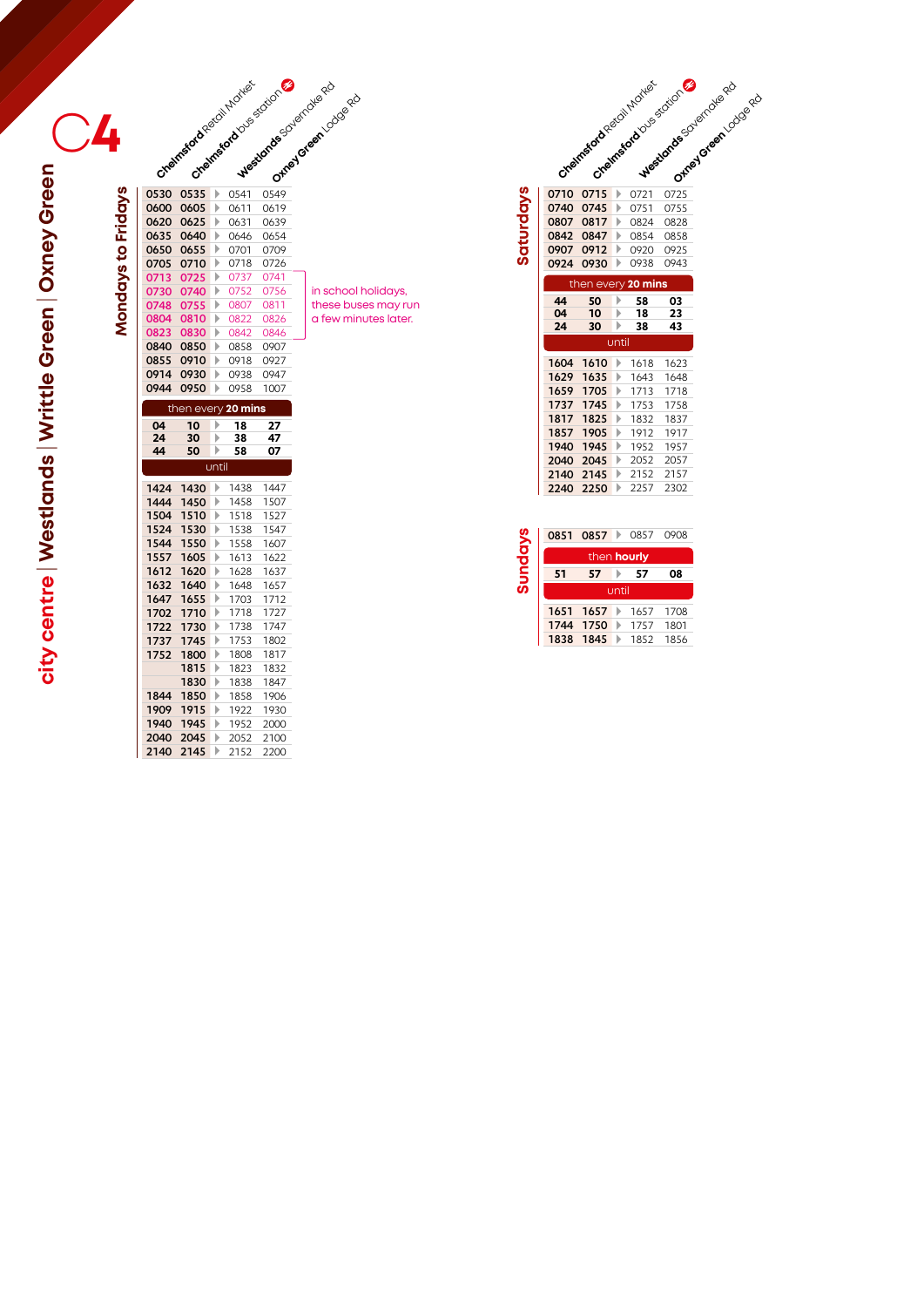# C4

## city centre | Westlands | Writtle Green | Oxney Green

### Mondays to Fridays

| Chelmsford Retail Market | Chelmsford bus station | Westlands Savernake Rd | Oxney Green Lodge Rd |
|---|---|---|---|
| 0530 | 0535 | 0541 | 0549 |
| 0600 | 0605 | 0611 | 0619 |
| 0620 | 0625 | 0631 | 0639 |
| 0635 | 0640 | 0646 | 0654 |
| 0650 | 0655 | 0701 | 0709 |
| 0705 | 0710 | 0718 | 0726 |
| 0713 | 0725 | 0737 | 0741 |
| 0730 | 0740 | 0752 | 0756 |
| 0748 | 0755 | 0807 | 0811 |
| 0804 | 0810 | 0822 | 0826 |
| 0823 | 0830 | 0842 | 0846 |
| 0840 | 0850 | 0858 | 0907 |
| 0855 | 0910 | 0918 | 0927 |
| 0914 | 0930 | 0938 | 0947 |
| 0944 | 0950 | 0958 | 1007 |
| then every 20 mins | | | |
| 04 | 10 | 18 | 27 |
| 24 | 30 | 38 | 47 |
| 44 | 50 | 58 | 07 |
| until | | | |
| 1424 | 1430 | 1438 | 1447 |
| 1444 | 1450 | 1458 | 1507 |
| 1504 | 1510 | 1518 | 1527 |
| 1524 | 1530 | 1538 | 1547 |
| 1544 | 1550 | 1558 | 1607 |
| 1557 | 1605 | 1613 | 1622 |
| 1612 | 1620 | 1628 | 1637 |
| 1632 | 1640 | 1648 | 1657 |
| 1647 | 1655 | 1703 | 1712 |
| 1702 | 1710 | 1718 | 1727 |
| 1722 | 1730 | 1738 | 1747 |
| 1737 | 1745 | 1753 | 1802 |
| 1752 | 1800 | 1808 | 1817 |
| | 1815 | 1823 | 1832 |
| | 1830 | 1838 | 1847 |
| 1844 | 1850 | 1858 | 1906 |
| 1909 | 1915 | 1922 | 1930 |
| 1940 | 1945 | 1952 | 2000 |
| 2040 | 2045 | 2052 | 2100 |
| 2140 | 2145 | 2152 | 2200 |

The 0713–0823 departures: in school holidays, these buses may run a few minutes later.

### Saturdays

| Chelmsford Retail Market | Chelmsford bus station | Westlands Savernake Rd | Oxney Green Lodge Rd |
|---|---|---|---|
| 0710 | 0715 | 0721 | 0725 |
| 0740 | 0745 | 0751 | 0755 |
| 0807 | 0817 | 0824 | 0828 |
| 0842 | 0847 | 0854 | 0858 |
| 0907 | 0912 | 0920 | 0925 |
| 0924 | 0930 | 0938 | 0943 |
| then every 20 mins | | | |
| 44 | 50 | 58 | 03 |
| 04 | 10 | 18 | 23 |
| 24 | 30 | 38 | 43 |
| until | | | |
| 1604 | 1610 | 1618 | 1623 |
| 1629 | 1635 | 1643 | 1648 |
| 1659 | 1705 | 1713 | 1718 |
| 1737 | 1745 | 1753 | 1758 |
| 1817 | 1825 | 1832 | 1837 |
| 1857 | 1905 | 1912 | 1917 |
| 1940 | 1945 | 1952 | 1957 |
| 2040 | 2045 | 2052 | 2057 |
| 2140 | 2145 | 2152 | 2157 |
| 2240 | 2250 | 2257 | 2302 |

### Sundays

| Chelmsford Retail Market | Chelmsford bus station | Westlands Savernake Rd | Oxney Green Lodge Rd |
|---|---|---|---|
| 0851 | 0857 | 0857 | 0908 |
| then hourly | | | |
| 51 | 57 | 57 | 08 |
| until | | | |
| 1651 | 1657 | 1657 | 1708 |
| 1744 | 1750 | 1757 | 1801 |
| 1838 | 1845 | 1852 | 1856 |